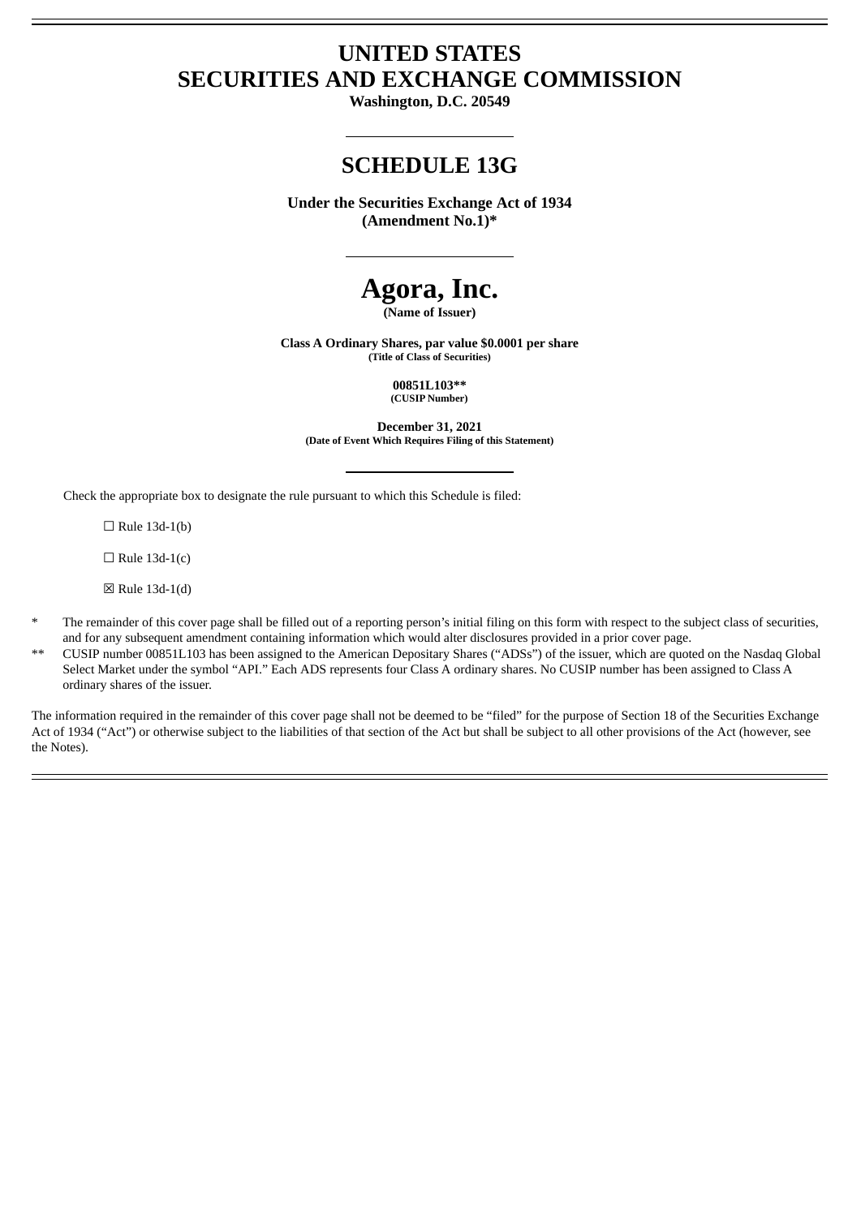# UNITED STATES
# SECURITIES AND EXCHANGE COMMISSION

**Washington, D.C. 20549**

---

## SCHEDULE 13G

**Under the Securities Exchange Act of 1934**
**(Amendment No.1)***

---

# Agora, Inc.

**(Name of Issuer)**

**Class A Ordinary Shares, par value $0.0001 per share**
**(Title of Class of Securities)**

**00851L103****
**(CUSIP Number)**

**December 31, 2021**
**(Date of Event Which Requires Filing of this Statement)**

---

Check the appropriate box to designate the rule pursuant to which this Schedule is filed:

☐ Rule 13d-1(b)

☐ Rule 13d-1(c)

☒ Rule 13d-1(d)

\* The remainder of this cover page shall be filled out of a reporting person's initial filing on this form with respect to the subject class of securities, and for any subsequent amendment containing information which would alter disclosures provided in a prior cover page.

\*\* CUSIP number 00851L103 has been assigned to the American Depositary Shares ("ADSs") of the issuer, which are quoted on the Nasdaq Global Select Market under the symbol "API." Each ADS represents four Class A ordinary shares. No CUSIP number has been assigned to Class A ordinary shares of the issuer.

The information required in the remainder of this cover page shall not be deemed to be "filed" for the purpose of Section 18 of the Securities Exchange Act of 1934 ("Act") or otherwise subject to the liabilities of that section of the Act but shall be subject to all other provisions of the Act (however, see the Notes).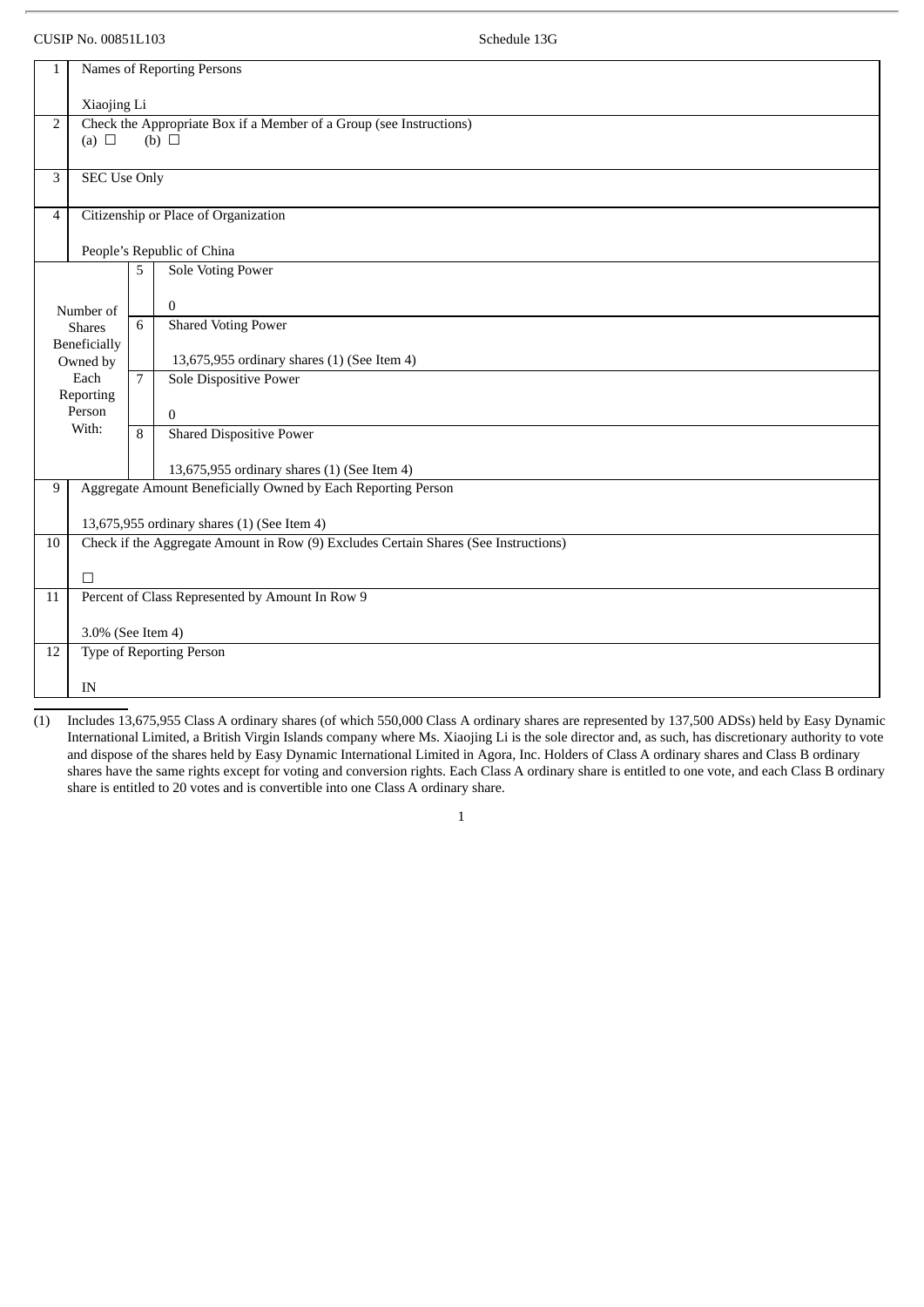CUSIP No. 00851L103 Schedule 13G

| 1 | Names of Reporting Persons<br><br>Xiaojing Li | | |
|---|---|---|---|
| 2 | Check the Appropriate Box if a Member of a Group (see Instructions)<br>(a) ☐ (b) ☐ | | |
| 3 | SEC Use Only | | |
| 4 | Citizenship or Place of Organization<br><br>People's Republic of China | | |
| Number of Shares Beneficially Owned by Each Reporting Person With: | 5 | Sole Voting Power<br><br>0 | |
| | 6 | Shared Voting Power<br><br>13,675,955 ordinary shares (1) (See Item 4) | |
| | 7 | Sole Dispositive Power<br><br>0 | |
| | 8 | Shared Dispositive Power<br><br>13,675,955 ordinary shares (1) (See Item 4) | |
| 9 | Aggregate Amount Beneficially Owned by Each Reporting Person<br><br>13,675,955 ordinary shares (1) (See Item 4) | | |
| 10 | Check if the Aggregate Amount in Row (9) Excludes Certain Shares (See Instructions)<br><br>☐ | | |
| 11 | Percent of Class Represented by Amount In Row 9<br><br>3.0% (See Item 4) | | |
| 12 | Type of Reporting Person<br><br>IN | | |

(1) Includes 13,675,955 Class A ordinary shares (of which 550,000 Class A ordinary shares are represented by 137,500 ADSs) held by Easy Dynamic International Limited, a British Virgin Islands company where Ms. Xiaojing Li is the sole director and, as such, has discretionary authority to vote and dispose of the shares held by Easy Dynamic International Limited in Agora, Inc. Holders of Class A ordinary shares and Class B ordinary shares have the same rights except for voting and conversion rights. Each Class A ordinary share is entitled to one vote, and each Class B ordinary share is entitled to 20 votes and is convertible into one Class A ordinary share.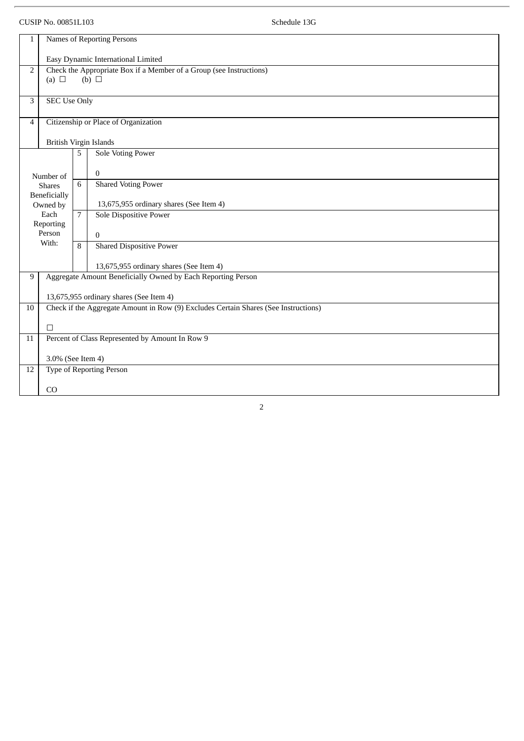CUSIP No. 00851L103 Schedule 13G

| | | | |
|---|---|---|---|
| 1 | Names of Reporting Persons<br><br>Easy Dynamic International Limited | | |
| 2 | Check the Appropriate Box if a Member of a Group (see Instructions)<br>(a) ☐ (b) ☐ | | |
| 3 | SEC Use Only | | |
| 4 | Citizenship or Place of Organization<br><br>British Virgin Islands | | |
| Number of Shares Beneficially Owned by Each Reporting Person With: | 5 | Sole Voting Power<br><br>0 | |
| | 6 | Shared Voting Power<br><br>13,675,955 ordinary shares (See Item 4) | |
| | 7 | Sole Dispositive Power<br><br>0 | |
| | 8 | Shared Dispositive Power<br><br>13,675,955 ordinary shares (See Item 4) | |
| 9 | Aggregate Amount Beneficially Owned by Each Reporting Person<br><br>13,675,955 ordinary shares (See Item 4) | | |
| 10 | Check if the Aggregate Amount in Row (9) Excludes Certain Shares (See Instructions)<br><br>☐ | | |
| 11 | Percent of Class Represented by Amount In Row 9<br><br>3.0% (See Item 4) | | |
| 12 | Type of Reporting Person<br><br>CO | | |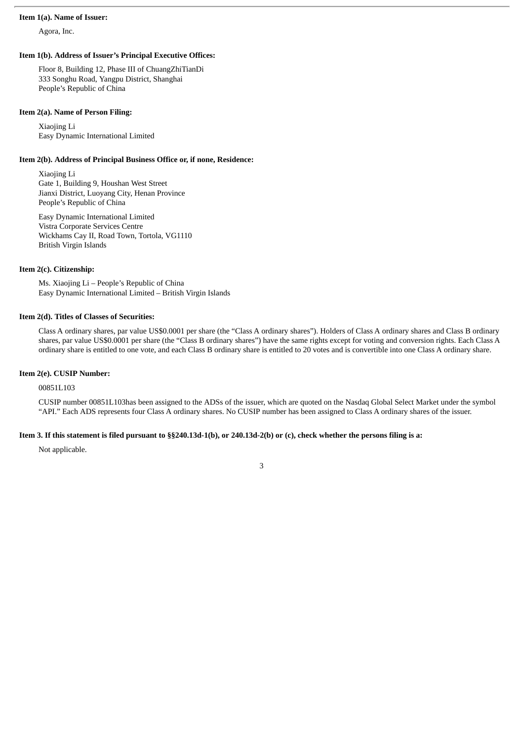**Item 1(a). Name of Issuer:**

Agora, Inc.

**Item 1(b). Address of Issuer's Principal Executive Offices:**

Floor 8, Building 12, Phase III of ChuangZhiTianDi
333 Songhu Road, Yangpu District, Shanghai
People's Republic of China

**Item 2(a). Name of Person Filing:**

Xiaojing Li
Easy Dynamic International Limited

**Item 2(b). Address of Principal Business Office or, if none, Residence:**

Xiaojing Li
Gate 1, Building 9, Houshan West Street
Jianxi District, Luoyang City, Henan Province
People's Republic of China

Easy Dynamic International Limited
Vistra Corporate Services Centre
Wickhams Cay II, Road Town, Tortola, VG1110
British Virgin Islands

**Item 2(c). Citizenship:**

Ms. Xiaojing Li – People's Republic of China
Easy Dynamic International Limited – British Virgin Islands

**Item 2(d). Titles of Classes of Securities:**

Class A ordinary shares, par value US$0.0001 per share (the "Class A ordinary shares"). Holders of Class A ordinary shares and Class B ordinary shares, par value US$0.0001 per share (the "Class B ordinary shares") have the same rights except for voting and conversion rights. Each Class A ordinary share is entitled to one vote, and each Class B ordinary share is entitled to 20 votes and is convertible into one Class A ordinary share.

**Item 2(e). CUSIP Number:**

00851L103

CUSIP number 00851L103has been assigned to the ADSs of the issuer, which are quoted on the Nasdaq Global Select Market under the symbol "API." Each ADS represents four Class A ordinary shares. No CUSIP number has been assigned to Class A ordinary shares of the issuer.

**Item 3. If this statement is filed pursuant to §§240.13d-1(b), or 240.13d-2(b) or (c), check whether the persons filing is a:**

Not applicable.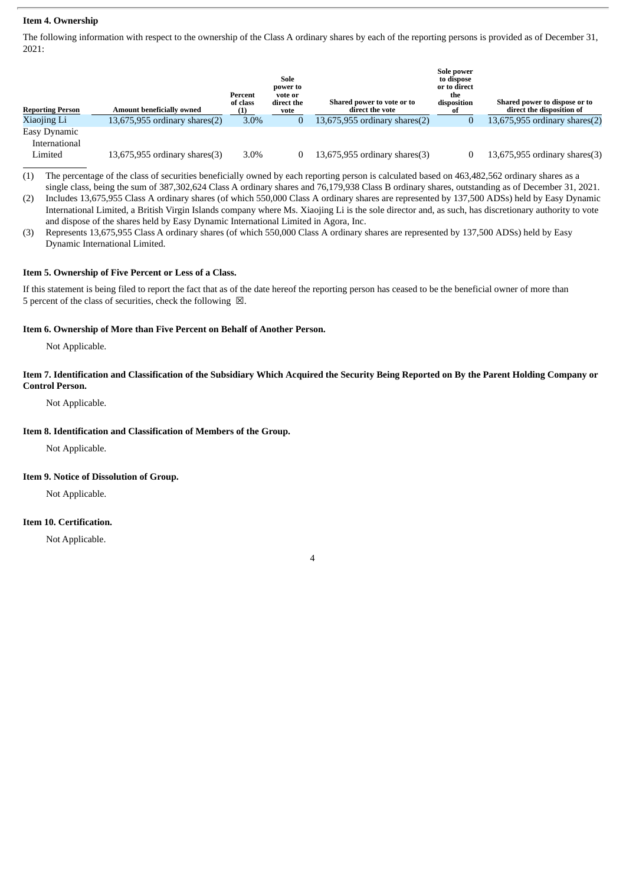**Item 4. Ownership**

The following information with respect to the ownership of the Class A ordinary shares by each of the reporting persons is provided as of December 31, 2021:

| Reporting Person | Amount beneficially owned | Percent of class (1) | Sole power to vote or direct the vote | Shared power to vote or to direct the vote | Sole power to dispose or to direct the disposition of | Shared power to dispose or to direct the disposition of |
|---|---|---|---|---|---|---|
| Xiaojing Li | 13,675,955 ordinary shares(2) | 3.0% | 0 | 13,675,955 ordinary shares(2) | 0 | 13,675,955 ordinary shares(2) |
| Easy Dynamic International Limited | 13,675,955 ordinary shares(3) | 3.0% | 0 | 13,675,955 ordinary shares(3) | 0 | 13,675,955 ordinary shares(3) |

(1) The percentage of the class of securities beneficially owned by each reporting person is calculated based on 463,482,562 ordinary shares as a single class, being the sum of 387,302,624 Class A ordinary shares and 76,179,938 Class B ordinary shares, outstanding as of December 31, 2021.

(2) Includes 13,675,955 Class A ordinary shares (of which 550,000 Class A ordinary shares are represented by 137,500 ADSs) held by Easy Dynamic International Limited, a British Virgin Islands company where Ms. Xiaojing Li is the sole director and, as such, has discretionary authority to vote and dispose of the shares held by Easy Dynamic International Limited in Agora, Inc.

(3) Represents 13,675,955 Class A ordinary shares (of which 550,000 Class A ordinary shares are represented by 137,500 ADSs) held by Easy Dynamic International Limited.

**Item 5. Ownership of Five Percent or Less of a Class.**

If this statement is being filed to report the fact that as of the date hereof the reporting person has ceased to be the beneficial owner of more than 5 percent of the class of securities, check the following ☒.

**Item 6. Ownership of More than Five Percent on Behalf of Another Person.**

Not Applicable.

**Item 7. Identification and Classification of the Subsidiary Which Acquired the Security Being Reported on By the Parent Holding Company or Control Person.**

Not Applicable.

**Item 8. Identification and Classification of Members of the Group.**

Not Applicable.

**Item 9. Notice of Dissolution of Group.**

Not Applicable.

**Item 10. Certification.**

Not Applicable.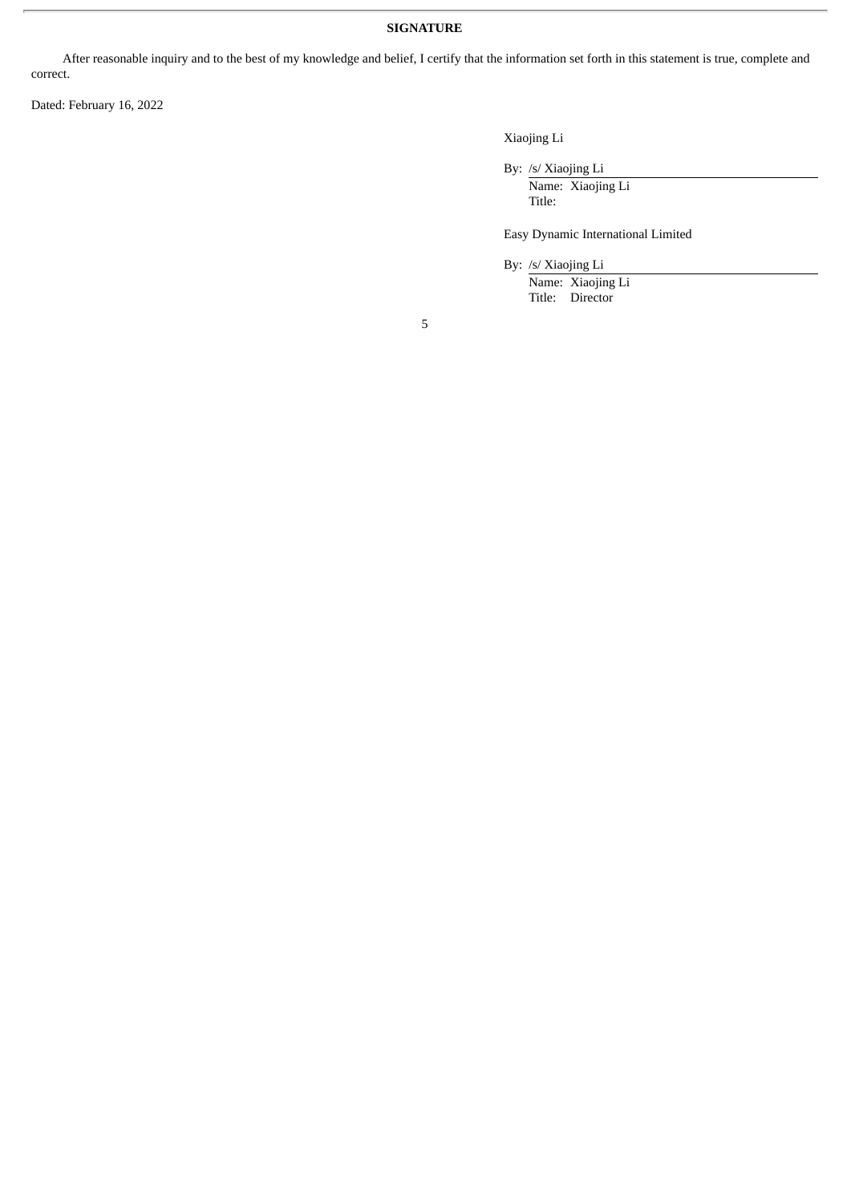**SIGNATURE**

After reasonable inquiry and to the best of my knowledge and belief, I certify that the information set forth in this statement is true, complete and correct.

Dated: February 16, 2022

Xiaojing Li

By: /s/ Xiaojing Li
Name: Xiaojing Li
Title:

Easy Dynamic International Limited

By: /s/ Xiaojing Li
Name: Xiaojing Li
Title: Director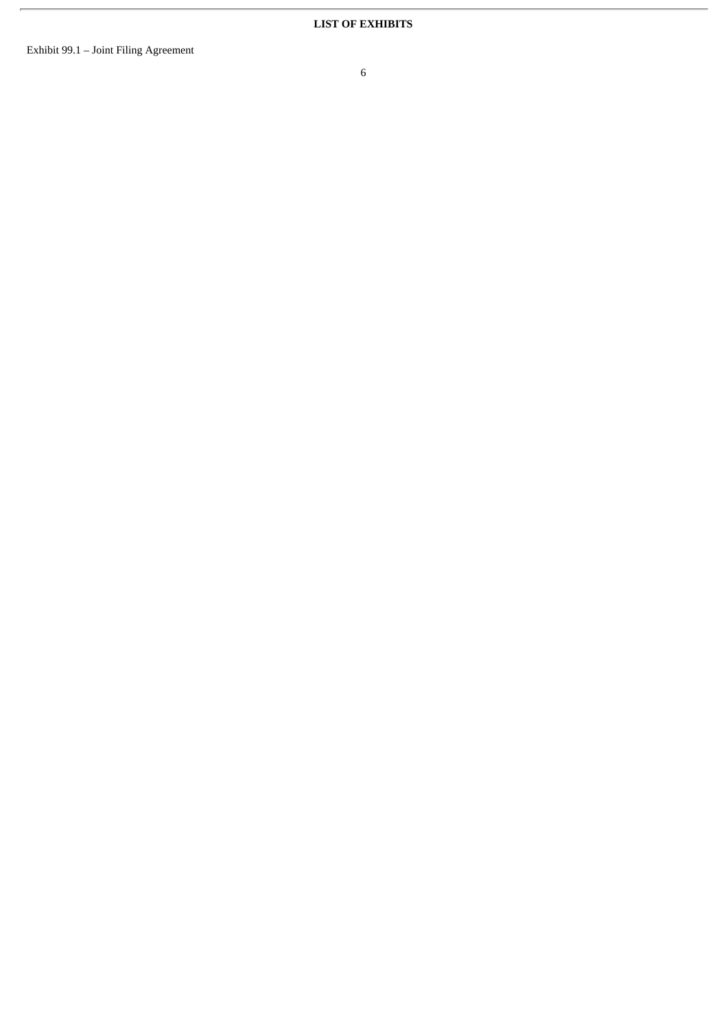**LIST OF EXHIBITS**

Exhibit 99.1 – Joint Filing Agreement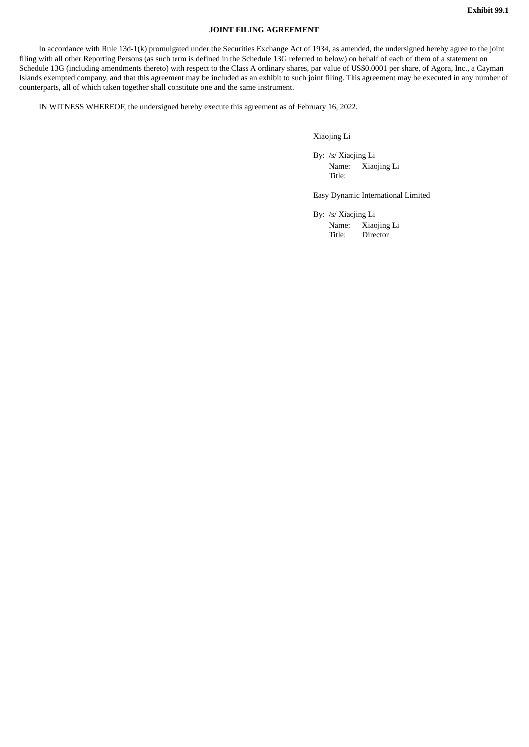**Exhibit 99.1**

**JOINT FILING AGREEMENT**

In accordance with Rule 13d-1(k) promulgated under the Securities Exchange Act of 1934, as amended, the undersigned hereby agree to the joint filing with all other Reporting Persons (as such term is defined in the Schedule 13G referred to below) on behalf of each of them of a statement on Schedule 13G (including amendments thereto) with respect to the Class A ordinary shares, par value of US$0.0001 per share, of Agora, Inc., a Cayman Islands exempted company, and that this agreement may be included as an exhibit to such joint filing. This agreement may be executed in any number of counterparts, all of which taken together shall constitute one and the same instrument.

IN WITNESS WHEREOF, the undersigned hereby execute this agreement as of February 16, 2022.

Xiaojing Li

By: /s/ Xiaojing Li
Name: Xiaojing Li
Title:

Easy Dynamic International Limited

By: /s/ Xiaojing Li
Name: Xiaojing Li
Title: Director